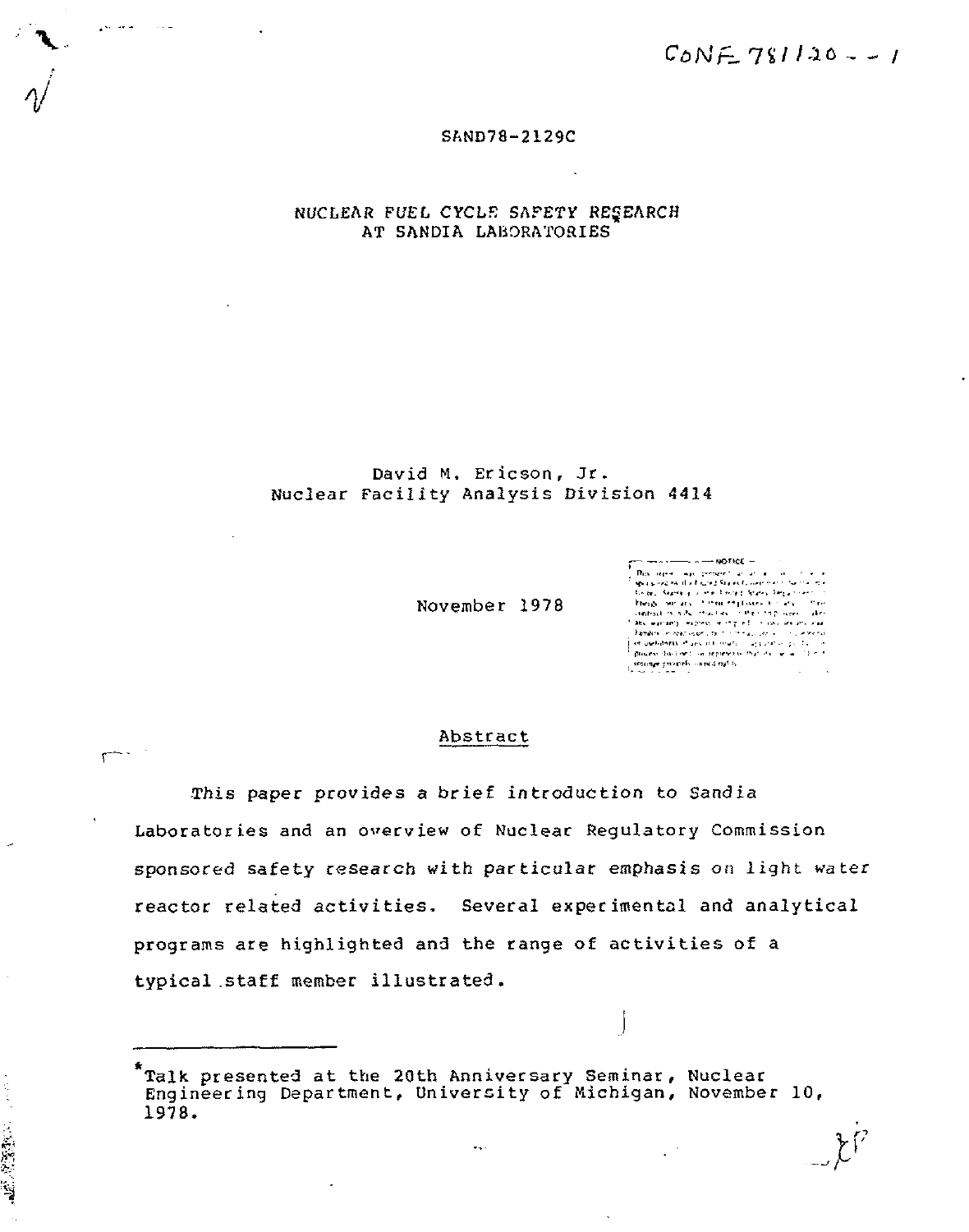CONF-781120--1

SAND78-2129C

# NUCLEAR FUEL CYCLE SAFETY RESEARCH AT SANDIA LABORATORIES*

David M. Ericson, Jr.
Nuclear Facility Analysis Division 4414

November 1978

## Abstract

This paper provides a brief introduction to Sandia Laboratories and an overview of Nuclear Regulatory Commission sponsored safety research with particular emphasis on light water reactor related activities. Several experimental and analytical programs are highlighted and the range of activities of a typical staff member illustrated.

---

*Talk presented at the 20th Anniversary Seminar, Nuclear Engineering Department, University of Michigan, November 10, 1978.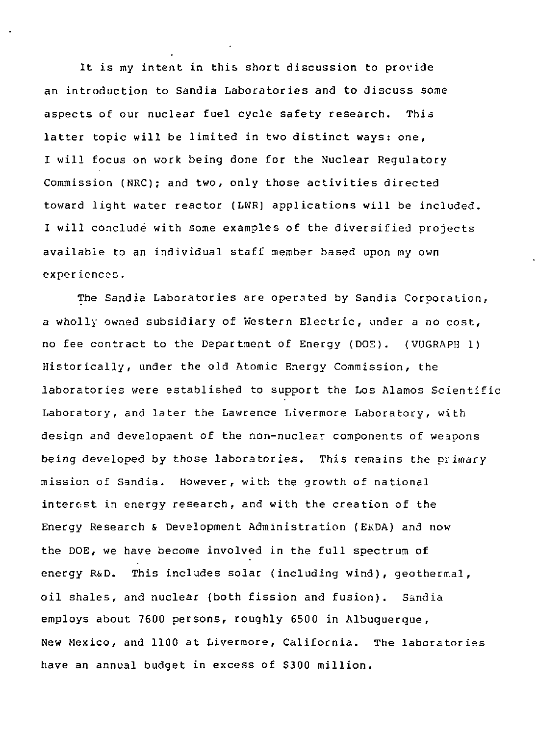It is my intent in this short discussion to provide an introduction to Sandia Laboratories and to discuss some aspects of our nuclear fuel cycle safety research. This latter topic will be limited in two distinct ways: one, I will focus on work being done for the Nuclear Regulatory Commission (NRC); and two, only those activities directed toward light water reactor (LWR) applications will be included. I will conclude with some examples of the diversified projects available to an individual staff member based upon my own experiences.

The Sandia Laboratories are operated by Sandia Corporation, a wholly owned subsidiary of Western Electric, under a no cost, no fee contract to the Department of Energy (DOE). (VUGRAPH 1) Historically, under the old Atomic Energy Commission, the laboratories were established to support the Los Alamos Scientific Laboratory, and later the Lawrence Livermore Laboratory, with design and development of the non-nuclear components of weapons being developed by those laboratories. This remains the primary mission of Sandia. However, with the growth of national interest in energy research, and with the creation of the Energy Research & Development Administration (ERDA) and now the DOE, we have become involved in the full spectrum of energy R&D. This includes solar (including wind), geothermal, oil shales, and nuclear (both fission and fusion). Sandia employs about 7600 persons, roughly 6500 in Albuquerque, New Mexico, and 1100 at Livermore, California. The laboratories have an annual budget in excess of $300 million.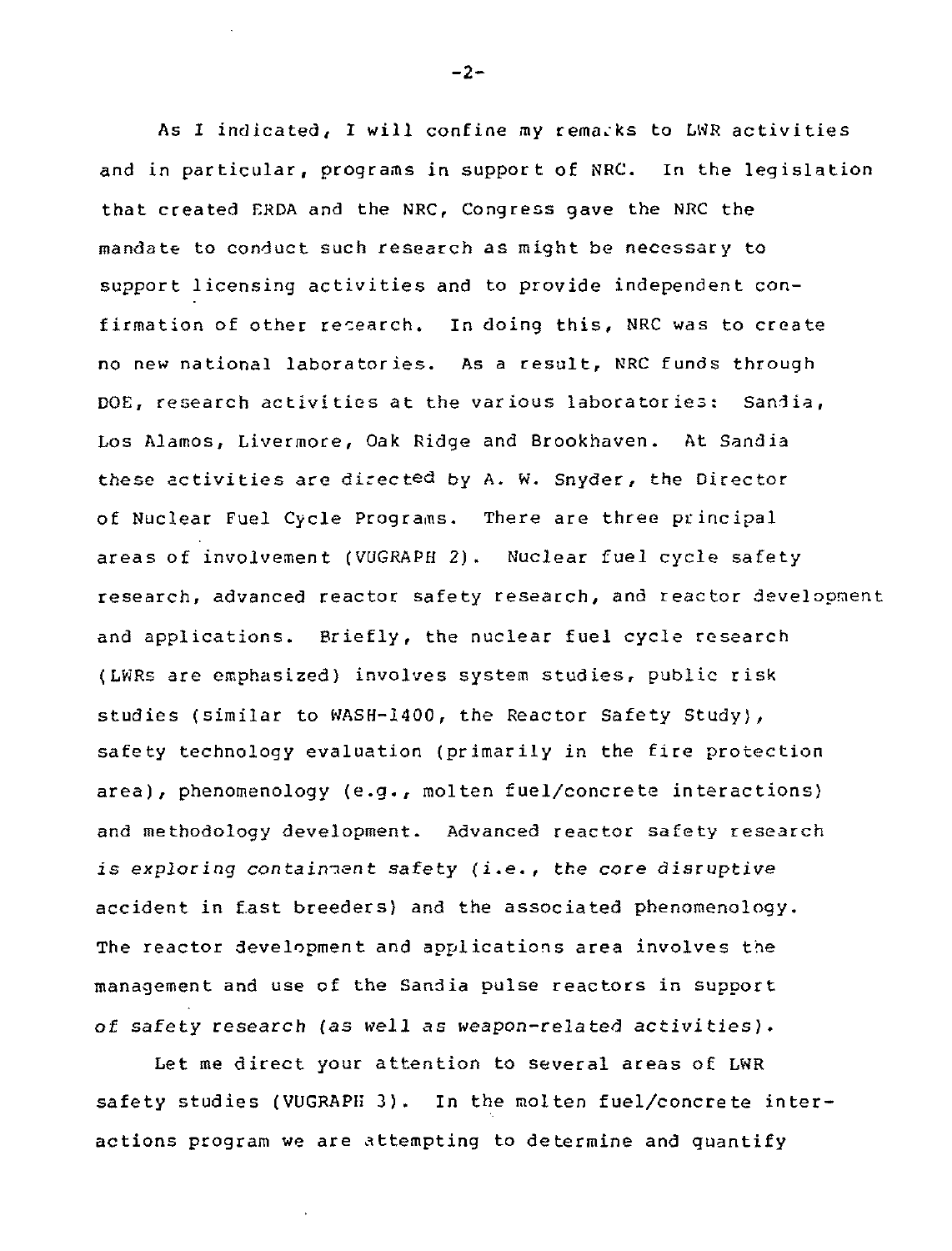As I indicated, I will confine my remarks to LWR activities and in particular, programs in support of NRC. In the legislation that created ERDA and the NRC, Congress gave the NRC the mandate to conduct such research as might be necessary to support licensing activities and to provide independent confirmation of other research. In doing this, NRC was to create no new national laboratories. As a result, NRC funds through DOE, research activities at the various laboratories: Sandia, Los Alamos, Livermore, Oak Ridge and Brookhaven. At Sandia these activities are directed by A. W. Snyder, the Director of Nuclear Fuel Cycle Programs. There are three principal areas of involvement (VUGRAPH 2). Nuclear fuel cycle safety research, advanced reactor safety research, and reactor development and applications. Briefly, the nuclear fuel cycle research (LWRs are emphasized) involves system studies, public risk studies (similar to WASH-1400, the Reactor Safety Study), safety technology evaluation (primarily in the fire protection area), phenomenology (e.g., molten fuel/concrete interactions) and methodology development. Advanced reactor safety research is exploring containment safety (i.e., the core disruptive accident in fast breeders) and the associated phenomenology. The reactor development and applications area involves the management and use of the Sandia pulse reactors in support of safety research (as well as weapon-related activities).

Let me direct your attention to several areas of LWR safety studies (VUGRAPH 3). In the molten fuel/concrete interactions program we are attempting to determine and quantify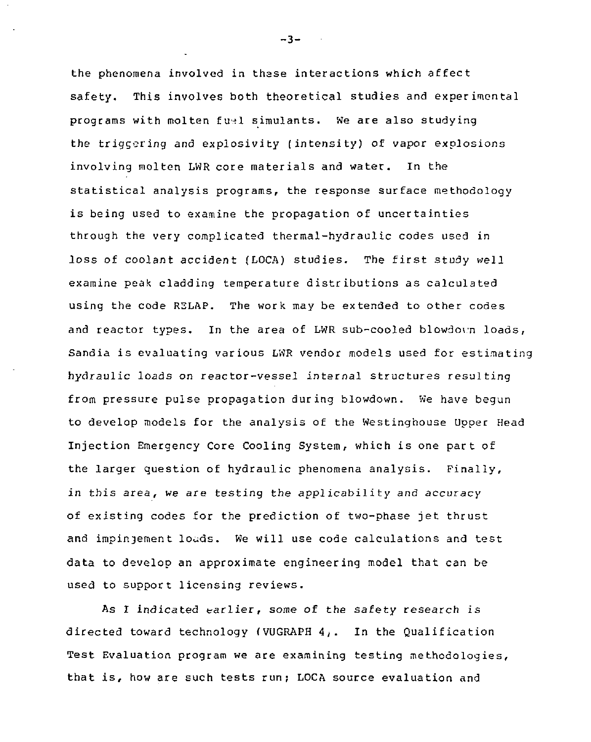the phenomena involved in these interactions which affect safety. This involves both theoretical studies and experimental programs with molten fuel simulants. We are also studying the triggering and explosivity (intensity) of vapor explosions involving molten LWR core materials and water. In the statistical analysis programs, the response surface methodology is being used to examine the propagation of uncertainties through the very complicated thermal-hydraulic codes used in loss of coolant accident (LOCA) studies. The first study well examine peak cladding temperature distributions as calculated using the code RELAP. The work may be extended to other codes and reactor types. In the area of LWR sub-cooled blowdown loads, Sandia is evaluating various LWR vendor models used for estimating hydraulic loads on reactor-vessel internal structures resulting from pressure pulse propagation during blowdown. We have begun to develop models for the analysis of the Westinghouse Upper Head Injection Emergency Core Cooling System, which is one part of the larger question of hydraulic phenomena analysis. Finally, in this area, we are testing the applicability and accuracy of existing codes for the prediction of two-phase jet thrust and impingement loads. We will use code calculations and test data to develop an approximate engineering model that can be used to support licensing reviews.

As I indicated earlier, some of the safety research is directed toward technology (VUGRAPH 4). In the Qualification Test Evaluation program we are examining testing methodologies, that is, how are such tests run; LOCA source evaluation and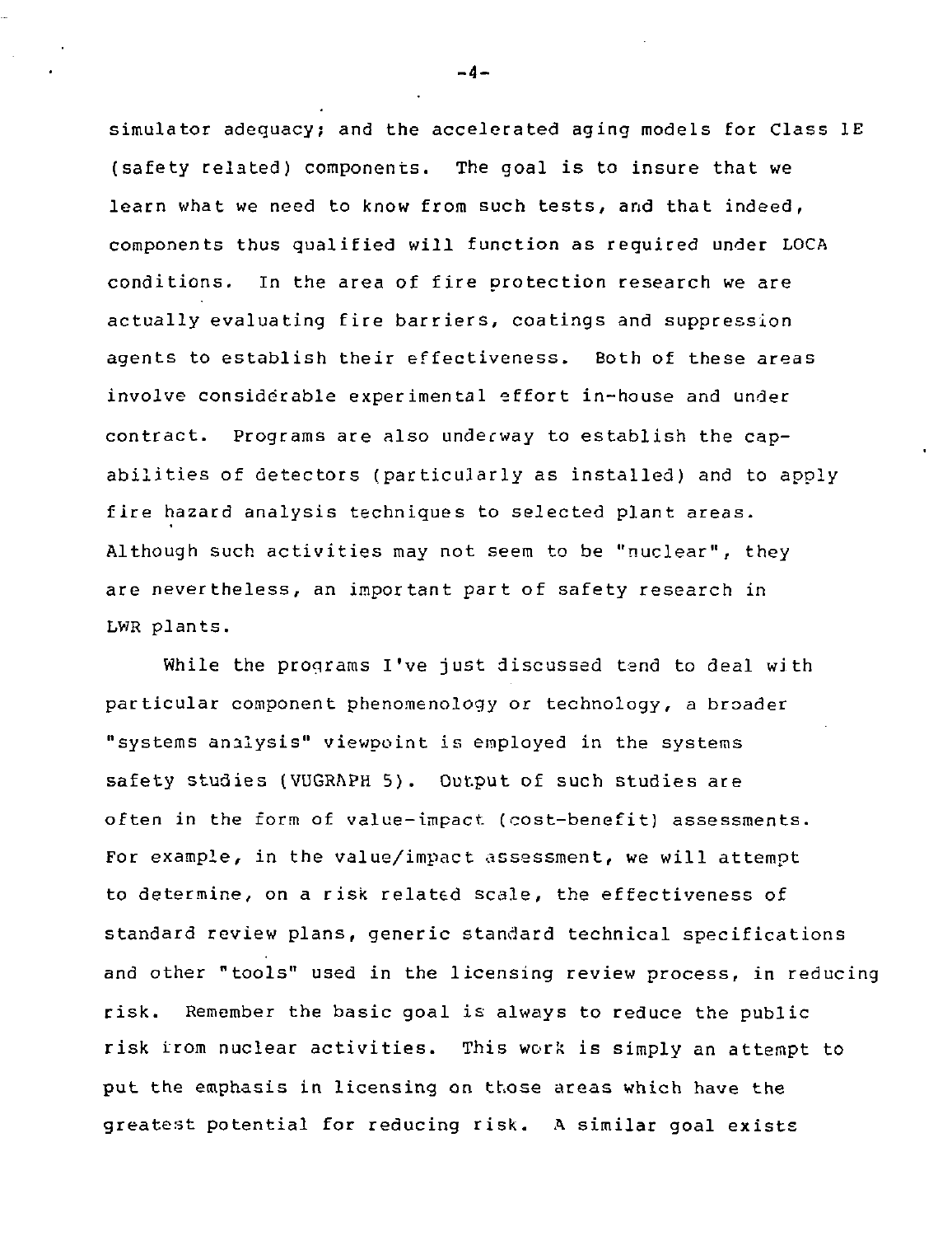simulator adequacy; and the accelerated aging models for Class 1E (safety related) components. The goal is to insure that we learn what we need to know from such tests, and that indeed, components thus qualified will function as required under LOCA conditions. In the area of fire protection research we are actually evaluating fire barriers, coatings and suppression agents to establish their effectiveness. Both of these areas involve considerable experimental effort in-house and under contract. Programs are also underway to establish the capabilities of detectors (particularly as installed) and to apply fire hazard analysis techniques to selected plant areas. Although such activities may not seem to be "nuclear", they are nevertheless, an important part of safety research in LWR plants.

While the programs I've just discussed tend to deal with particular component phenomenology or technology, a broader "systems analysis" viewpoint is employed in the systems safety studies (VUGRAPH 5). Output of such studies are often in the form of value-impact (cost-benefit) assessments. For example, in the value/impact assessment, we will attempt to determine, on a risk related scale, the effectiveness of standard review plans, generic standard technical specifications and other "tools" used in the licensing review process, in reducing risk. Remember the basic goal is always to reduce the public risk from nuclear activities. This work is simply an attempt to put the emphasis in licensing on those areas which have the greatest potential for reducing risk. A similar goal exists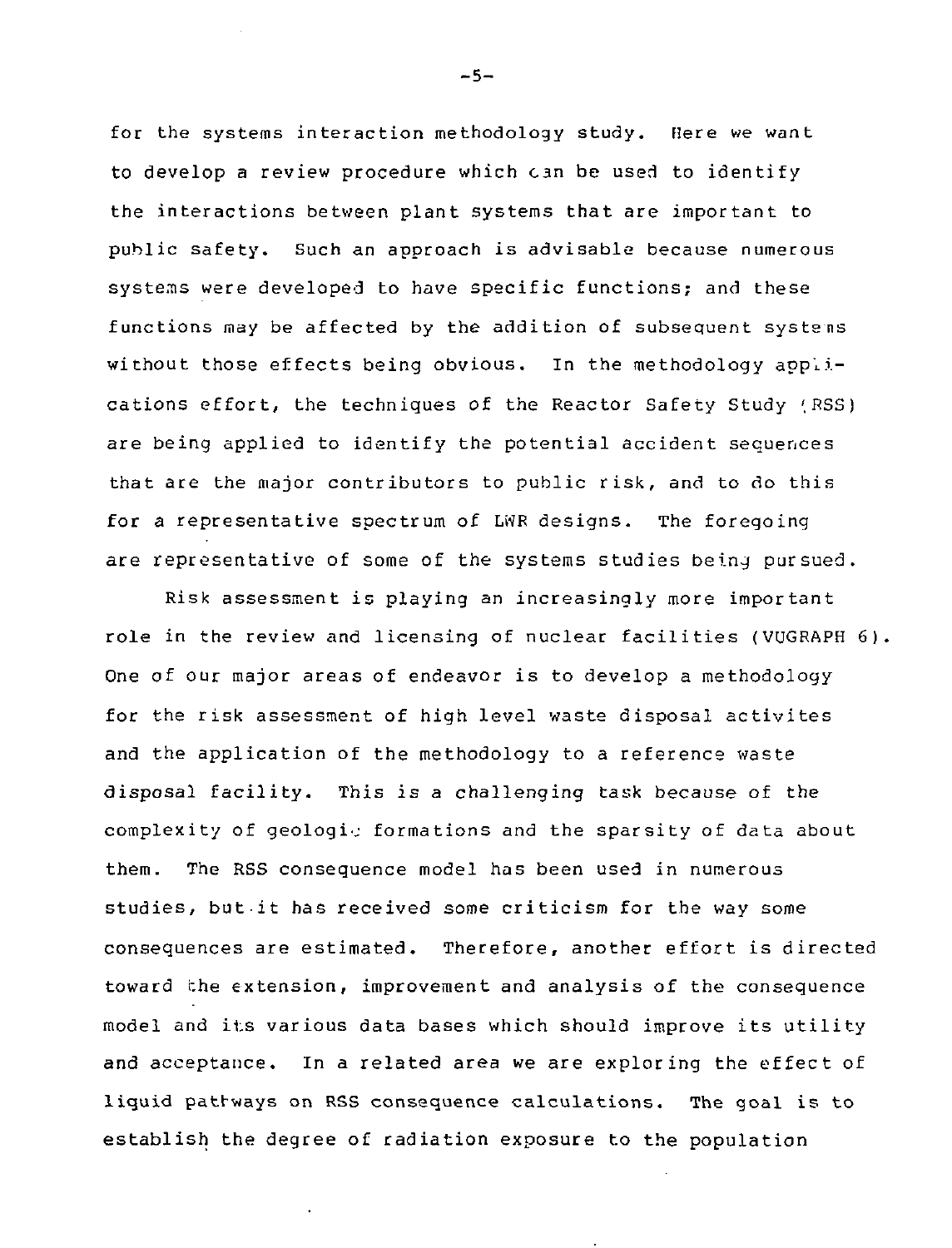for the systems interaction methodology study. Here we want to develop a review procedure which can be used to identify the interactions between plant systems that are important to public safety. Such an approach is advisable because numerous systems were developed to have specific functions; and these functions may be affected by the addition of subsequent systems without those effects being obvious. In the methodology applications effort, the techniques of the Reactor Safety Study (RSS) are being applied to identify the potential accident sequences that are the major contributors to public risk, and to do this for a representative spectrum of LWR designs. The foregoing are representative of some of the systems studies being pursued.

Risk assessment is playing an increasingly more important role in the review and licensing of nuclear facilities (VUGRAPH 6). One of our major areas of endeavor is to develop a methodology for the risk assessment of high level waste disposal activites and the application of the methodology to a reference waste disposal facility. This is a challenging task because of the complexity of geologic formations and the sparsity of data about them. The RSS consequence model has been used in numerous studies, but it has received some criticism for the way some consequences are estimated. Therefore, another effort is directed toward the extension, improvement and analysis of the consequence model and its various data bases which should improve its utility and acceptance. In a related area we are exploring the effect of liquid pathways on RSS consequence calculations. The goal is to establish the degree of radiation exposure to the population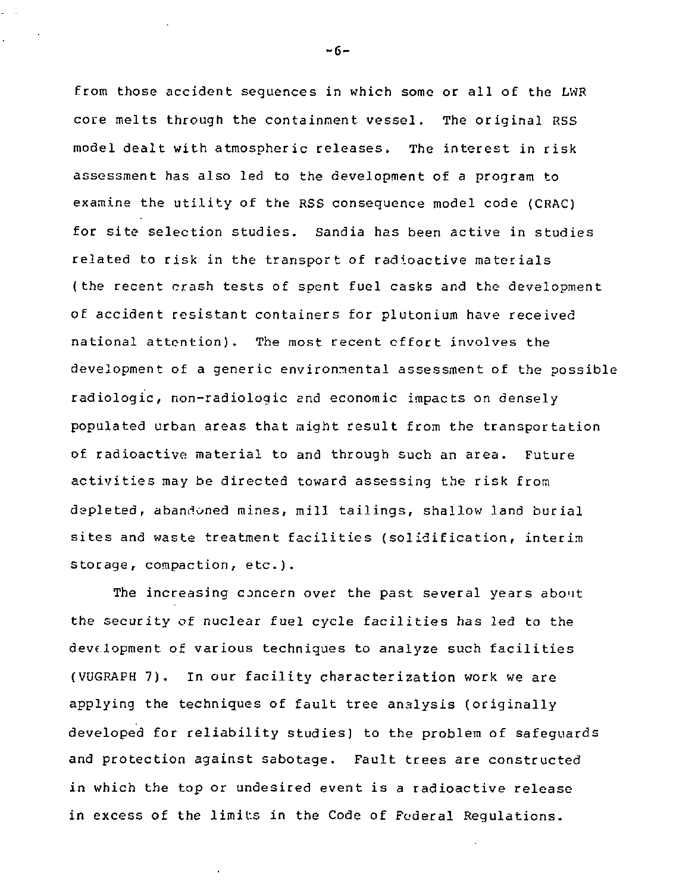from those accident sequences in which some or all of the LWR core melts through the containment vessel. The original RSS model dealt with atmospheric releases. The interest in risk assessment has also led to the development of a program to examine the utility of the RSS consequence model code (CRAC) for site selection studies. Sandia has been active in studies related to risk in the transport of radioactive materials (the recent crash tests of spent fuel casks and the development of accident resistant containers for plutonium have received national attention). The most recent effort involves the development of a generic environmental assessment of the possible radiologic, non-radiologic and economic impacts on densely populated urban areas that might result from the transportation of radioactive material to and through such an area. Future activities may be directed toward assessing the risk from depleted, abandoned mines, mill tailings, shallow land burial sites and waste treatment facilities (solidification, interim storage, compaction, etc.).

The increasing concern over the past several years about the security of nuclear fuel cycle facilities has led to the development of various techniques to analyze such facilities (VUGRAPH 7). In our facility characterization work we are applying the techniques of fault tree analysis (originally developed for reliability studies) to the problem of safeguards and protection against sabotage. Fault trees are constructed in which the top or undesired event is a radioactive release in excess of the limits in the Code of Federal Regulations.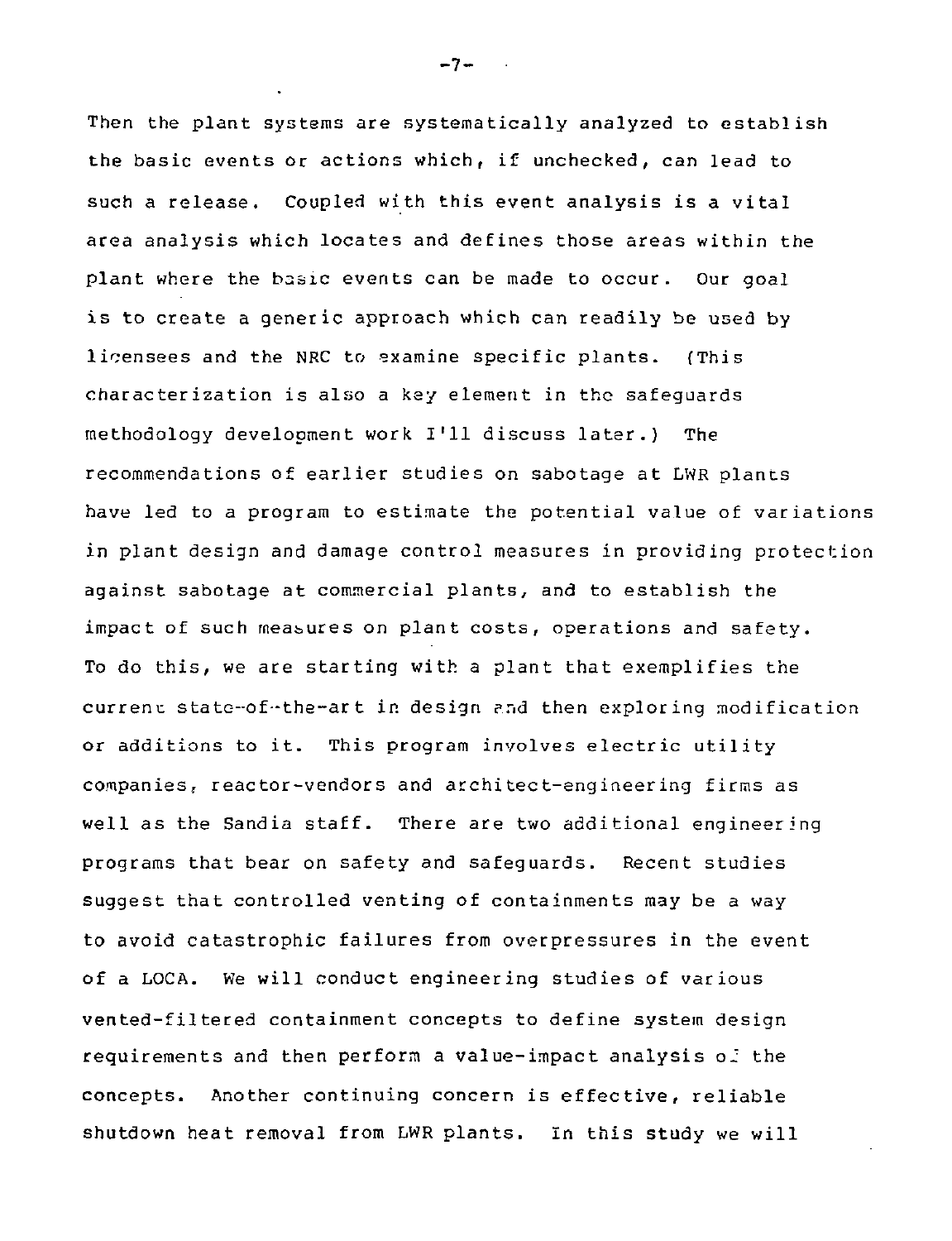Then the plant systems are systematically analyzed to establish the basic events or actions which, if unchecked, can lead to such a release. Coupled with this event analysis is a vital area analysis which locates and defines those areas within the plant where the basic events can be made to occur. Our goal is to create a generic approach which can readily be used by licensees and the NRC to examine specific plants. (This characterization is also a key element in the safeguards methodology development work I'll discuss later.) The recommendations of earlier studies on sabotage at LWR plants have led to a program to estimate the potential value of variations in plant design and damage control measures in providing protection against sabotage at commercial plants, and to establish the impact of such measures on plant costs, operations and safety. To do this, we are starting with a plant that exemplifies the current state-of-the-art in design and then exploring modification or additions to it. This program involves electric utility companies, reactor-vendors and architect-engineering firms as well as the Sandia staff. There are two additional engineering programs that bear on safety and safeguards. Recent studies suggest that controlled venting of containments may be a way to avoid catastrophic failures from overpressures in the event of a LOCA. We will conduct engineering studies of various vented-filtered containment concepts to define system design requirements and then perform a value-impact analysis of the concepts. Another continuing concern is effective, reliable shutdown heat removal from LWR plants. In this study we will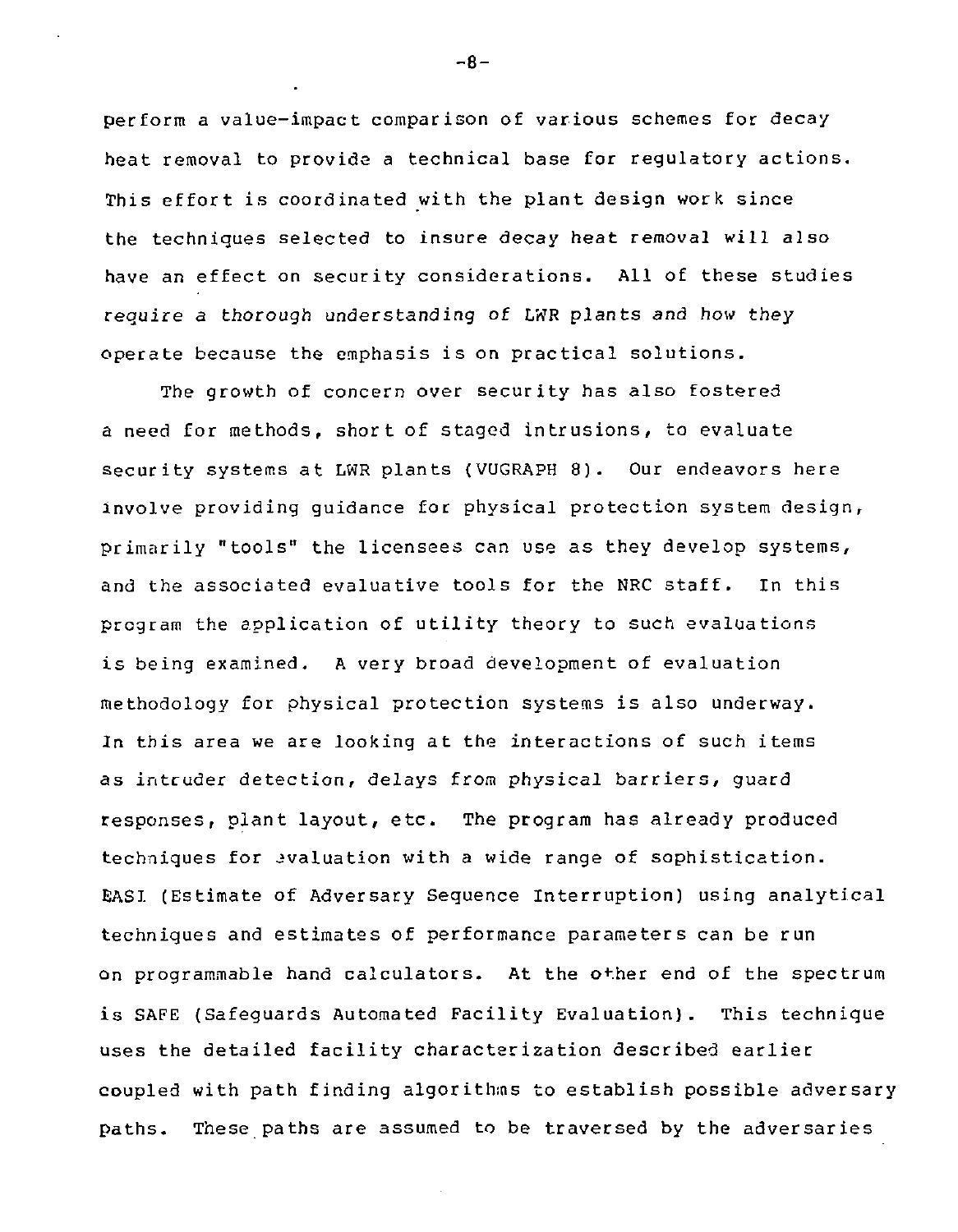perform a value-impact comparison of various schemes for decay heat removal to provide a technical base for regulatory actions. This effort is coordinated with the plant design work since the techniques selected to insure decay heat removal will also have an effect on security considerations. All of these studies require a thorough understanding of LWR plants and how they operate because the emphasis is on practical solutions.

The growth of concern over security has also fostered a need for methods, short of staged intrusions, to evaluate security systems at LWR plants (VUGRAPH 8). Our endeavors here involve providing guidance for physical protection system design, primarily "tools" the licensees can use as they develop systems, and the associated evaluative tools for the NRC staff. In this program the application of utility theory to such evaluations is being examined. A very broad development of evaluation methodology for physical protection systems is also underway. In this area we are looking at the interactions of such items as intruder detection, delays from physical barriers, guard responses, plant layout, etc. The program has already produced techniques for evaluation with a wide range of sophistication. EASI (Estimate of Adversary Sequence Interruption) using analytical techniques and estimates of performance parameters can be run on programmable hand calculators. At the other end of the spectrum is SAFE (Safeguards Automated Facility Evaluation). This technique uses the detailed facility characterization described earlier coupled with path finding algorithms to establish possible adversary paths. These paths are assumed to be traversed by the adversaries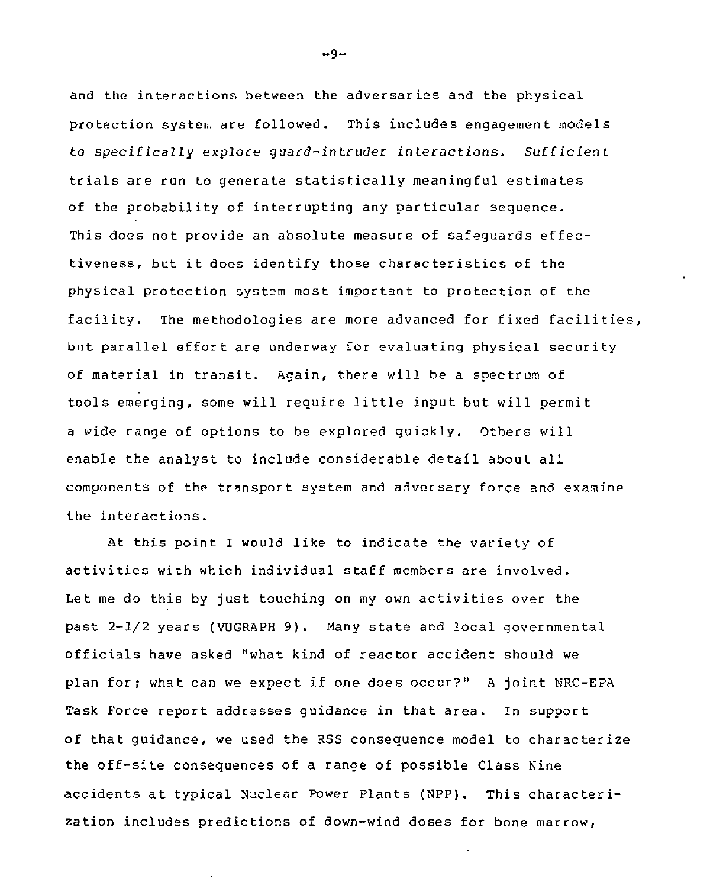and the interactions between the adversaries and the physical protection system are followed. This includes engagement models to specifically explore guard-intruder interactions. Sufficient trials are run to generate statistically meaningful estimates of the probability of interrupting any particular sequence. This does not provide an absolute measure of safeguards effectiveness, but it does identify those characteristics of the physical protection system most important to protection of the facility. The methodologies are more advanced for fixed facilities, but parallel effort are underway for evaluating physical security of material in transit. Again, there will be a spectrum of tools emerging, some will require little input but will permit a wide range of options to be explored quickly. Others will enable the analyst to include considerable detail about all components of the transport system and adversary force and examine the interactions.

At this point I would like to indicate the variety of activities with which individual staff members are involved. Let me do this by just touching on my own activities over the past 2-1/2 years (VUGRAPH 9). Many state and local governmental officials have asked "what kind of reactor accident should we plan for; what can we expect if one does occur?" A joint NRC-EPA Task Force report addresses guidance in that area. In support of that guidance, we used the RSS consequence model to characterize the off-site consequences of a range of possible Class Nine accidents at typical Nuclear Power Plants (NPP). This characterization includes predictions of down-wind doses for bone marrow,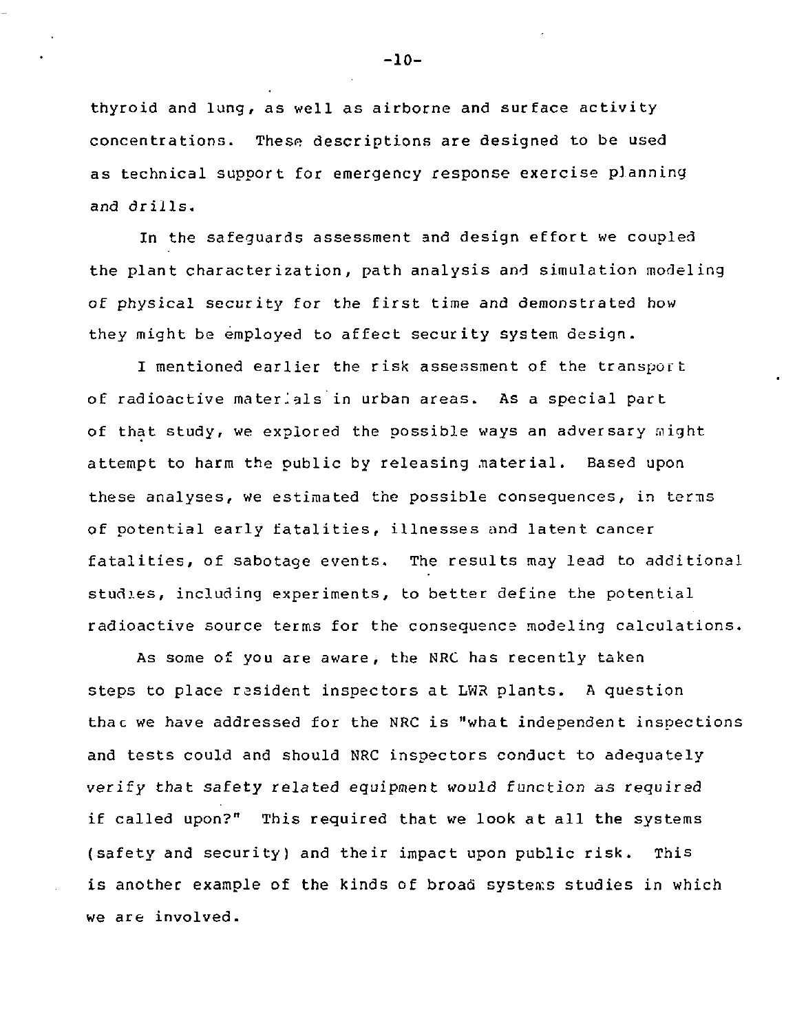thyroid and lung, as well as airborne and surface activity concentrations. These descriptions are designed to be used as technical support for emergency response exercise planning and drills.

In the safeguards assessment and design effort we coupled the plant characterization, path analysis and simulation modeling of physical security for the first time and demonstrated how they might be employed to affect security system design.

I mentioned earlier the risk assessment of the transport of radioactive materials in urban areas. As a special part of that study, we explored the possible ways an adversary might attempt to harm the public by releasing material. Based upon these analyses, we estimated the possible consequences, in terms of potential early fatalities, illnesses and latent cancer fatalities, of sabotage events. The results may lead to additional studies, including experiments, to better define the potential radioactive source terms for the consequence modeling calculations.

As some of you are aware, the NRC has recently taken steps to place resident inspectors at LWR plants. A question that we have addressed for the NRC is "what independent inspections and tests could and should NRC inspectors conduct to adequately verify that safety related equipment would function as required if called upon?" This required that we look at all the systems (safety and security) and their impact upon public risk. This is another example of the kinds of broad systems studies in which we are involved.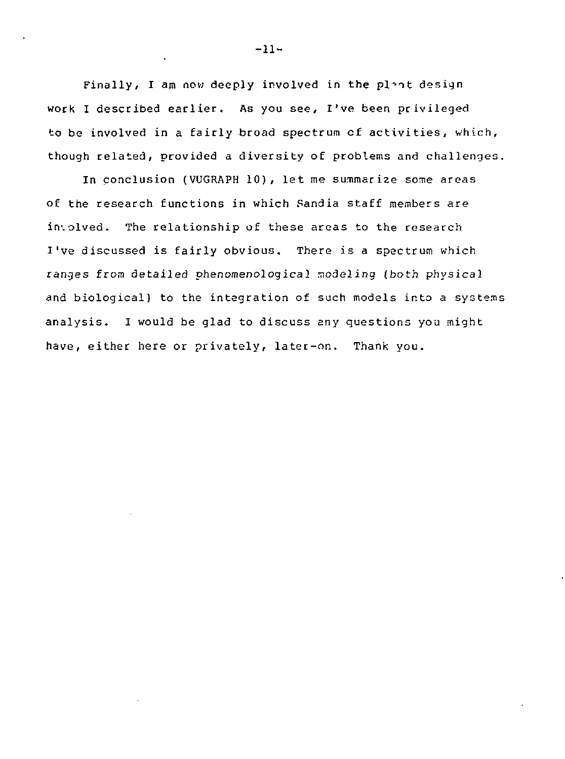Finally, I am now deeply involved in the plant design work I described earlier. As you see, I've been privileged to be involved in a fairly broad spectrum of activities, which, though related, provided a diversity of problems and challenges.

In conclusion (VUGRAPH 10), let me summarize some areas of the research functions in which Sandia staff members are involved. The relationship of these areas to the research I've discussed is fairly obvious. There is a spectrum which ranges from detailed phenomenological modeling (both physical and biological) to the integration of such models into a systems analysis. I would be glad to discuss any questions you might have, either here or privately, later-on. Thank you.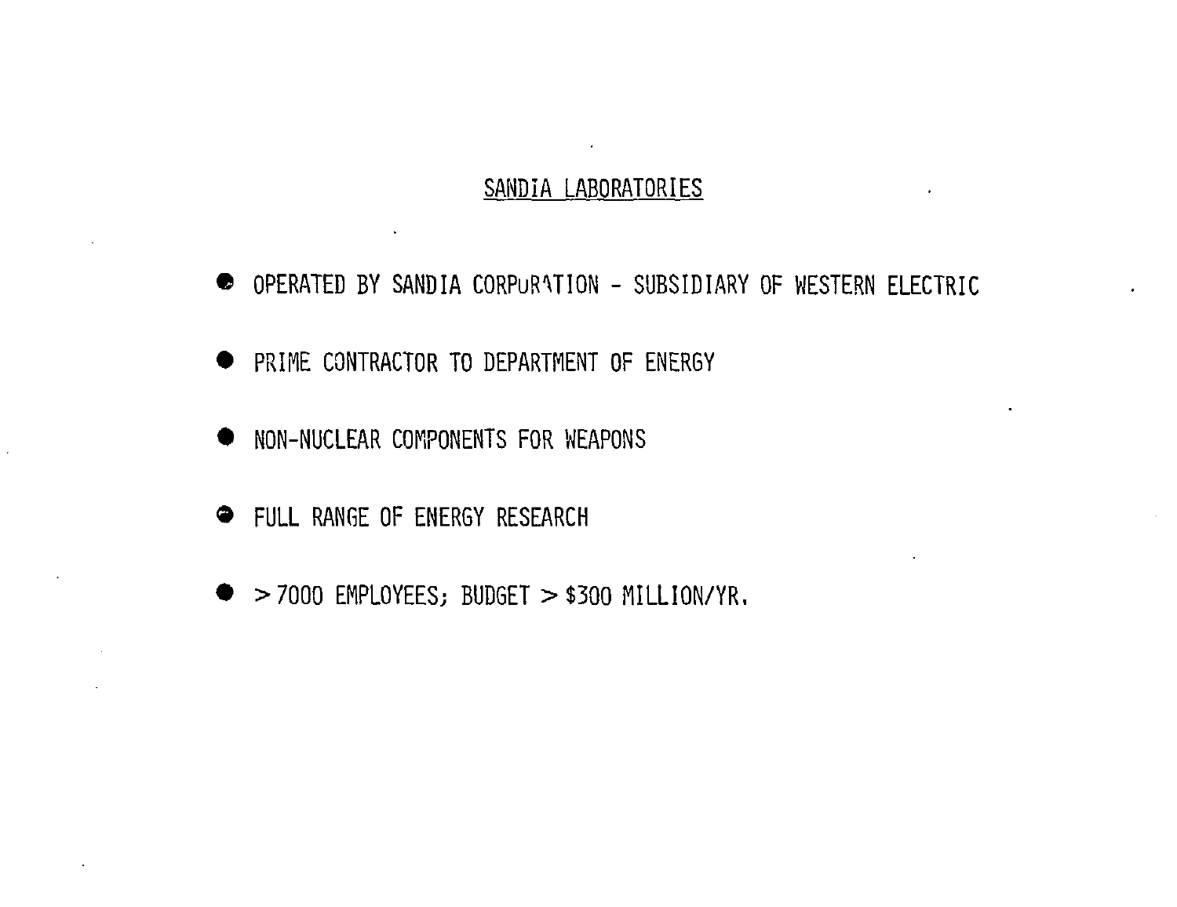## SANDIA LABORATORIES

- OPERATED BY SANDIA CORPORATION - SUBSIDIARY OF WESTERN ELECTRIC
- PRIME CONTRACTOR TO DEPARTMENT OF ENERGY
- NON-NUCLEAR COMPONENTS FOR WEAPONS
- FULL RANGE OF ENERGY RESEARCH
- $>$ 7000 EMPLOYEES; BUDGET $>$ $300 MILLION/YR.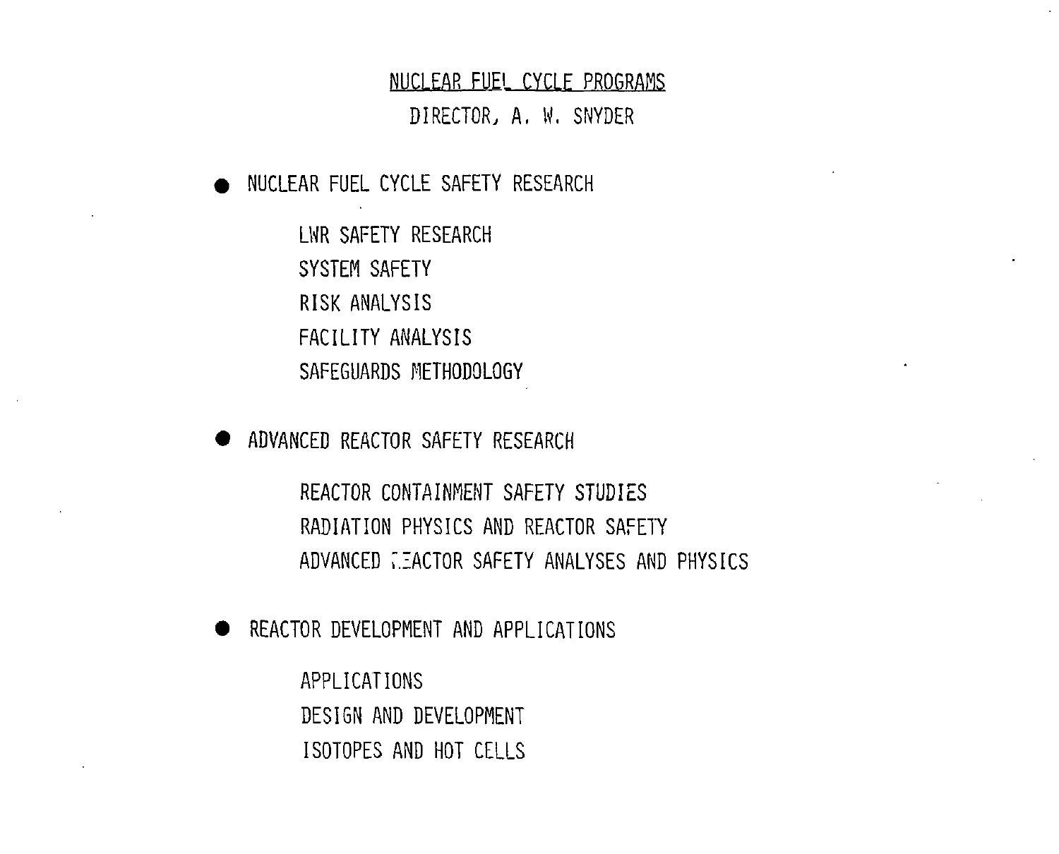# NUCLEAR FUEL CYCLE PROGRAMS

DIRECTOR, A. W. SNYDER

- NUCLEAR FUEL CYCLE SAFETY RESEARCH

  LWR SAFETY RESEARCH
  SYSTEM SAFETY
  RISK ANALYSIS
  FACILITY ANALYSIS
  SAFEGUARDS METHODOLOGY

- ADVANCED REACTOR SAFETY RESEARCH

  REACTOR CONTAINMENT SAFETY STUDIES
  RADIATION PHYSICS AND REACTOR SAFETY
  ADVANCED REACTOR SAFETY ANALYSES AND PHYSICS

- REACTOR DEVELOPMENT AND APPLICATIONS

  APPLICATIONS
  DESIGN AND DEVELOPMENT
  ISOTOPES AND HOT CELLS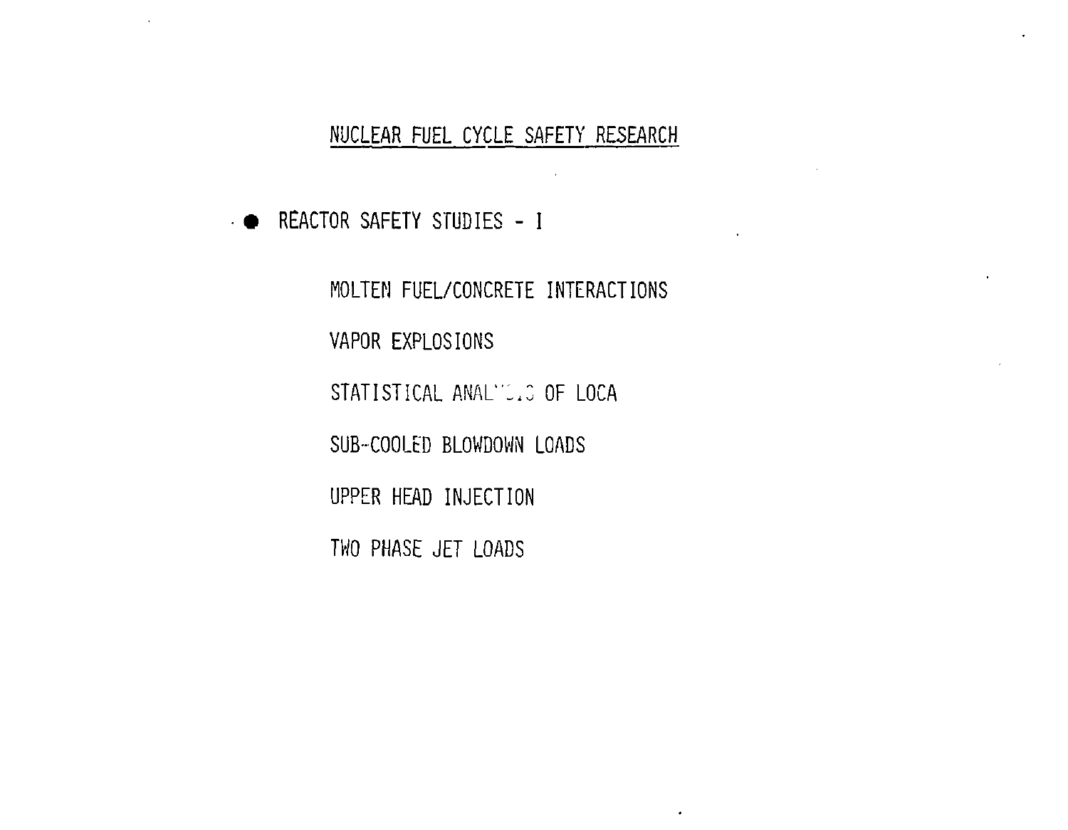# NUCLEAR FUEL CYCLE SAFETY RESEARCH

- REACTOR SAFETY STUDIES - I

  MOLTEN FUEL/CONCRETE INTERACTIONS

  VAPOR EXPLOSIONS

  STATISTICAL ANALYSIS OF LOCA

  SUB-COOLED BLOWDOWN LOADS

  UPPER HEAD INJECTION

  TWO PHASE JET LOADS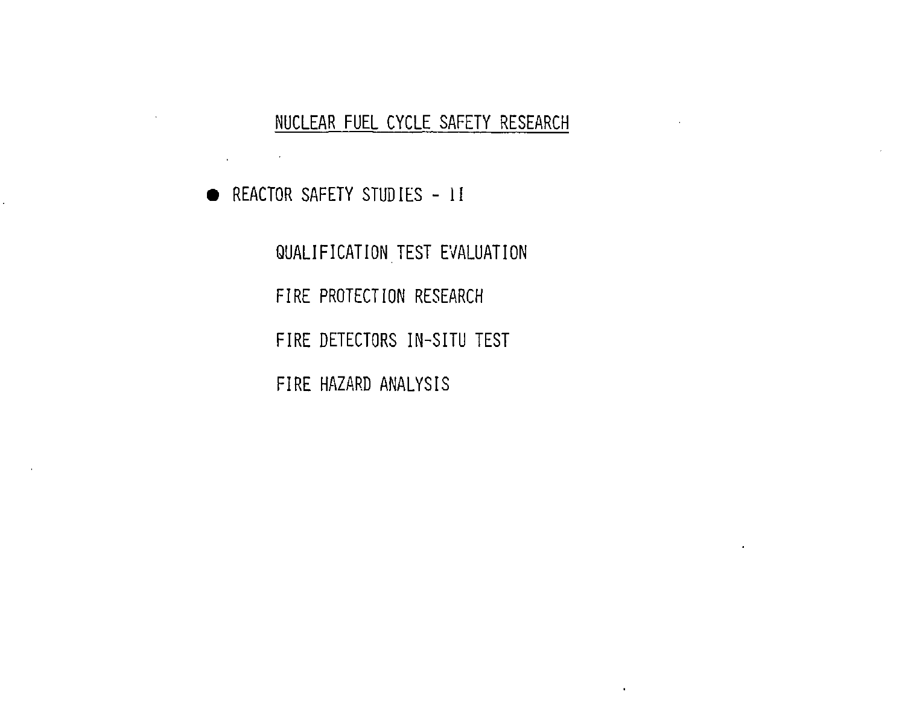## NUCLEAR FUEL CYCLE SAFETY RESEARCH

- REACTOR SAFETY STUDIES - II

    QUALIFICATION TEST EVALUATION

    FIRE PROTECTION RESEARCH

    FIRE DETECTORS IN-SITU TEST

    FIRE HAZARD ANALYSIS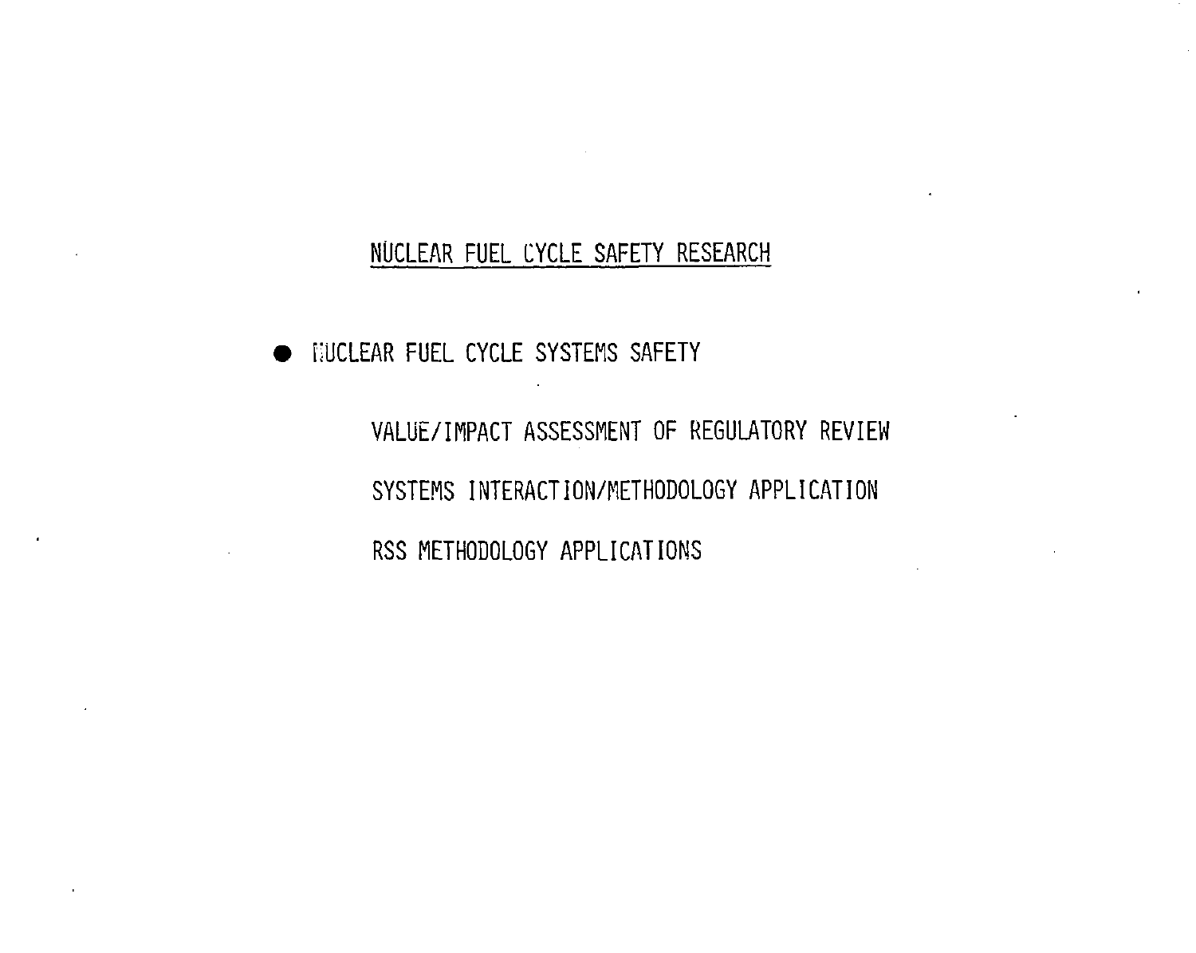# NUCLEAR FUEL CYCLE SAFETY RESEARCH

- NUCLEAR FUEL CYCLE SYSTEMS SAFETY

  VALUE/IMPACT ASSESSMENT OF REGULATORY REVIEW

  SYSTEMS INTERACTION/METHODOLOGY APPLICATION

  RSS METHODOLOGY APPLICATIONS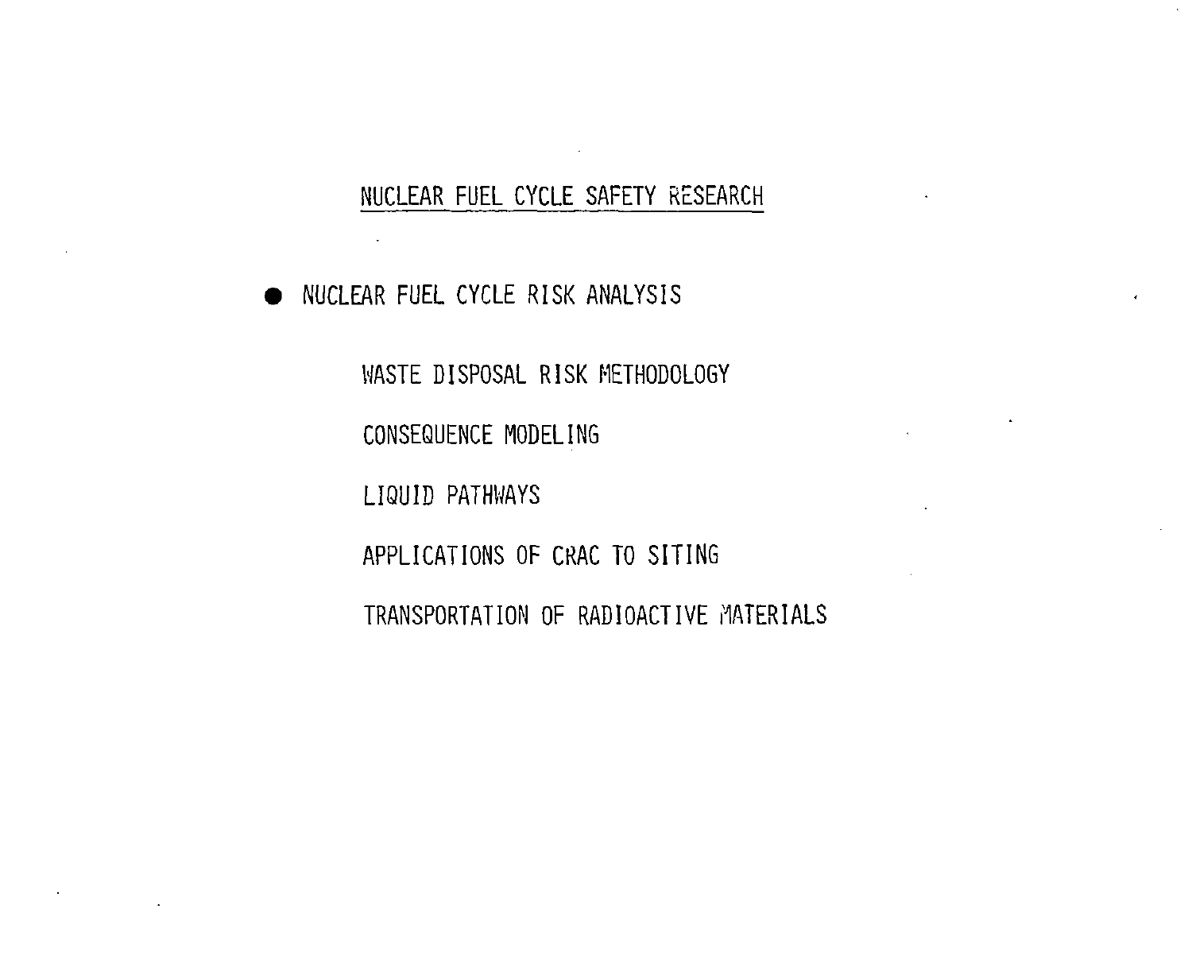## NUCLEAR FUEL CYCLE SAFETY RESEARCH

- NUCLEAR FUEL CYCLE RISK ANALYSIS

  WASTE DISPOSAL RISK METHODOLOGY

  CONSEQUENCE MODELING

  LIQUID PATHWAYS

  APPLICATIONS OF CRAC TO SITING

  TRANSPORTATION OF RADIOACTIVE MATERIALS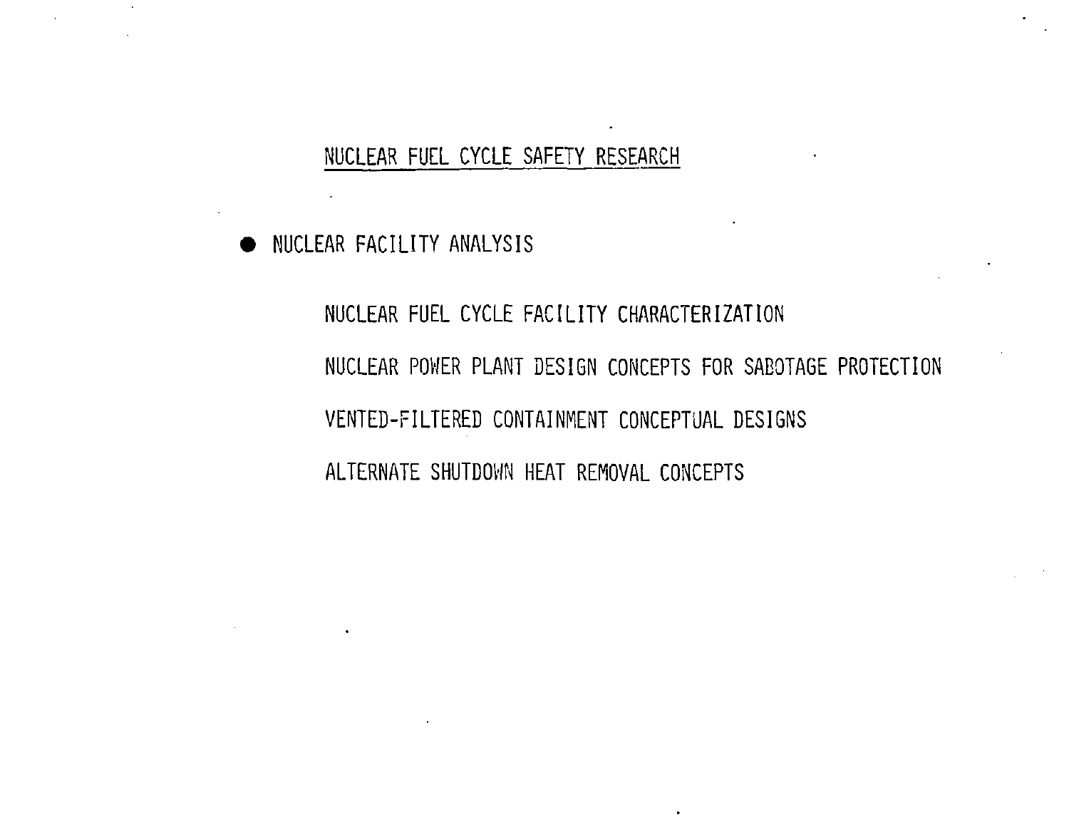# NUCLEAR FUEL CYCLE SAFETY RESEARCH

- NUCLEAR FACILITY ANALYSIS

  NUCLEAR FUEL CYCLE FACILITY CHARACTERIZATION

  NUCLEAR POWER PLANT DESIGN CONCEPTS FOR SABOTAGE PROTECTION

  VENTED-FILTERED CONTAINMENT CONCEPTUAL DESIGNS

  ALTERNATE SHUTDOWN HEAT REMOVAL CONCEPTS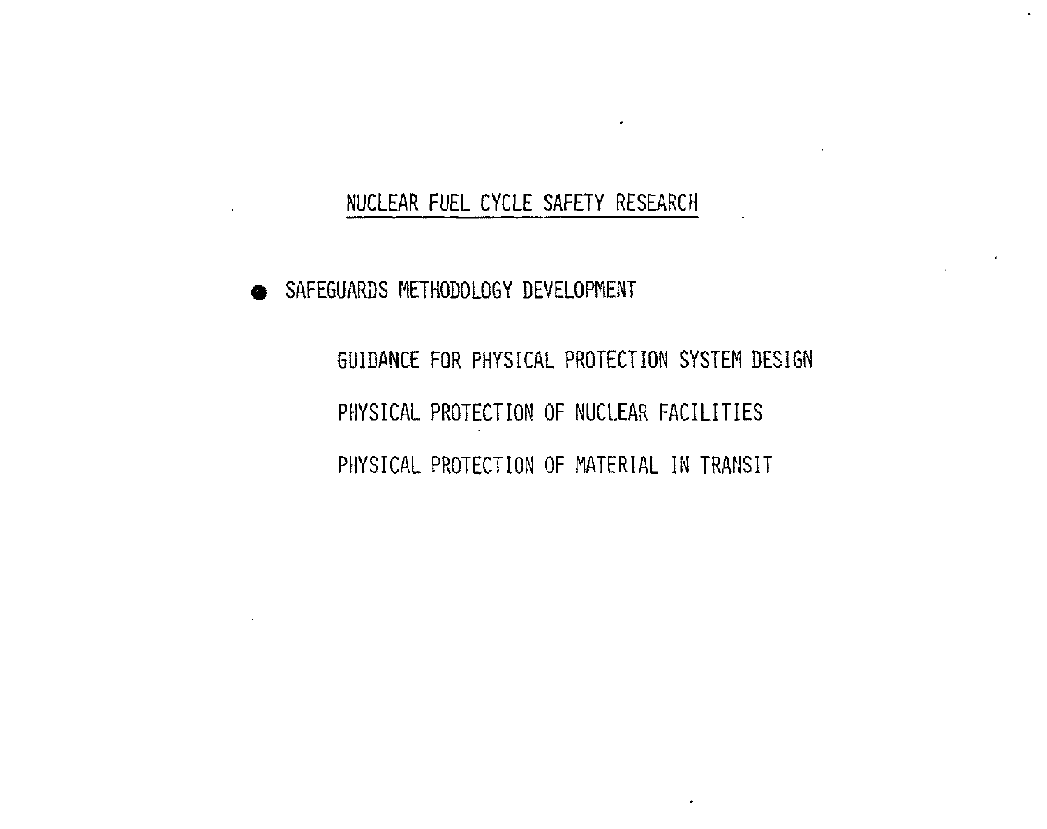# NUCLEAR FUEL CYCLE SAFETY RESEARCH

- SAFEGUARDS METHODOLOGY DEVELOPMENT

  GUIDANCE FOR PHYSICAL PROTECTION SYSTEM DESIGN

  PHYSICAL PROTECTION OF NUCLEAR FACILITIES

  PHYSICAL PROTECTION OF MATERIAL IN TRANSIT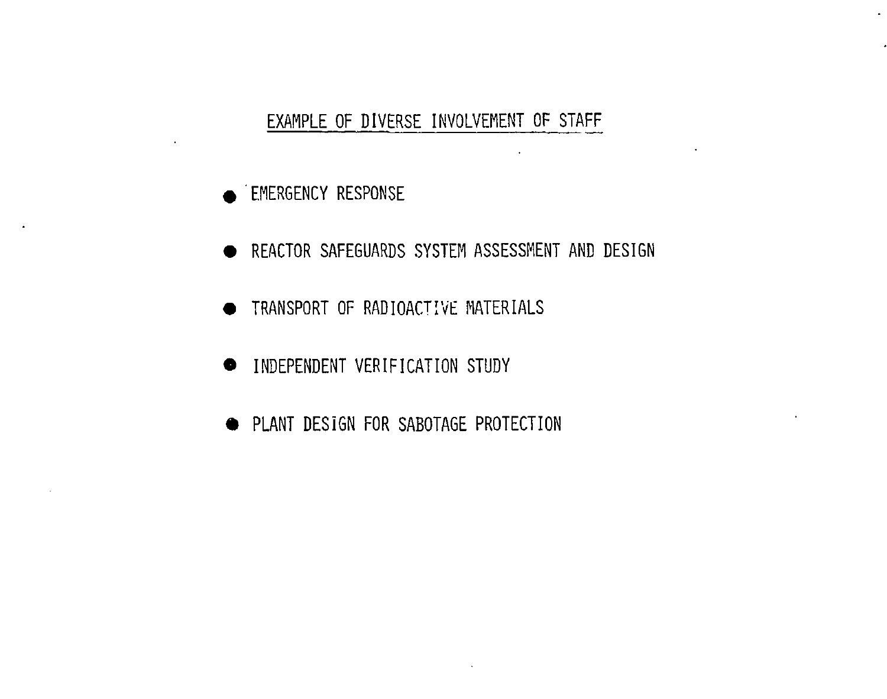## EXAMPLE OF DIVERSE INVOLVEMENT OF STAFF

- EMERGENCY RESPONSE
- REACTOR SAFEGUARDS SYSTEM ASSESSMENT AND DESIGN
- TRANSPORT OF RADIOACTIVE MATERIALS
- INDEPENDENT VERIFICATION STUDY
- PLANT DESIGN FOR SABOTAGE PROTECTION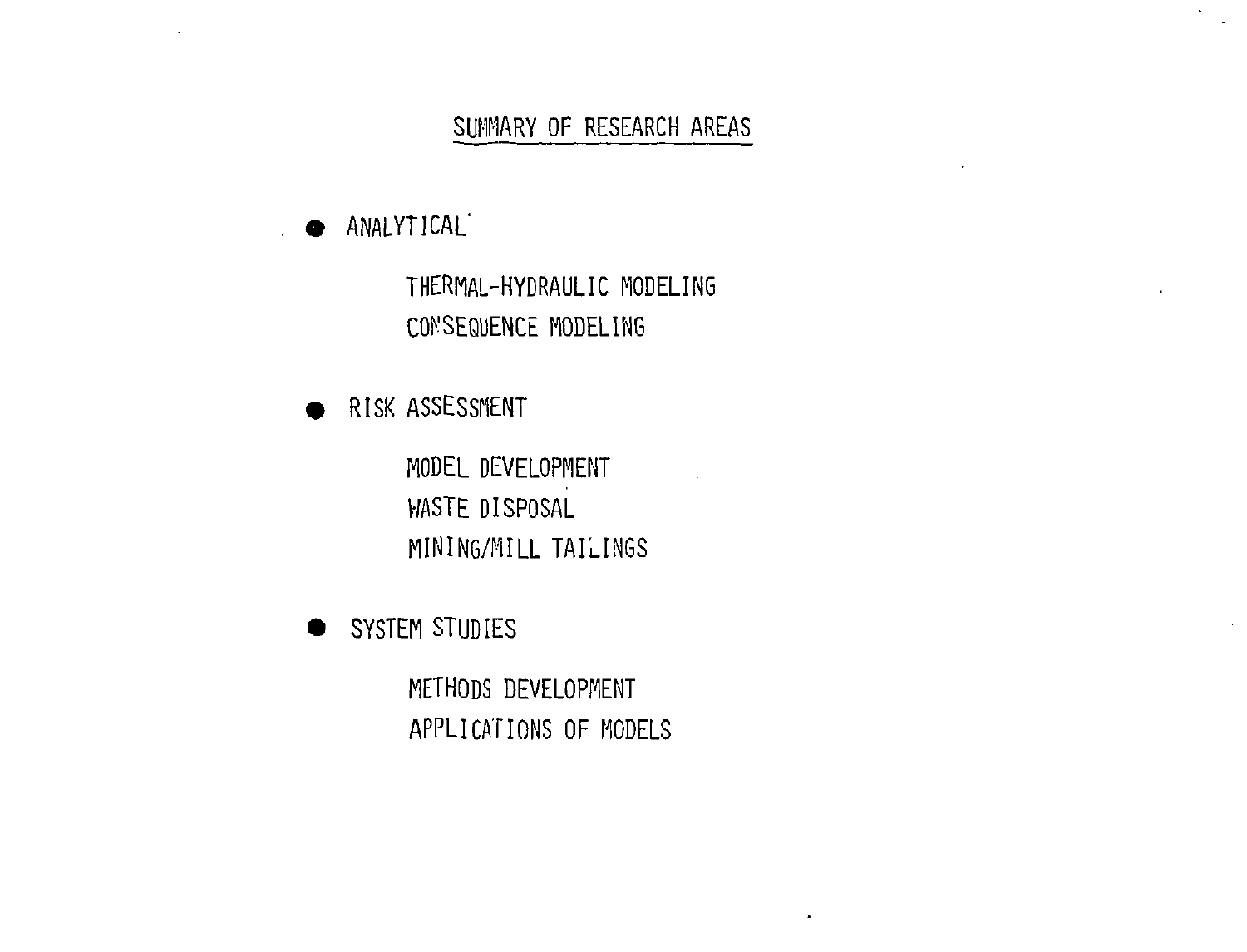# SUMMARY OF RESEARCH AREAS

- ANALYTICAL
  - THERMAL-HYDRAULIC MODELING
  - CONSEQUENCE MODELING
- RISK ASSESSMENT
  - MODEL DEVELOPMENT
  - WASTE DISPOSAL
  - MINING/MILL TAILINGS
- SYSTEM STUDIES
  - METHODS DEVELOPMENT
  - APPLICATIONS OF MODELS